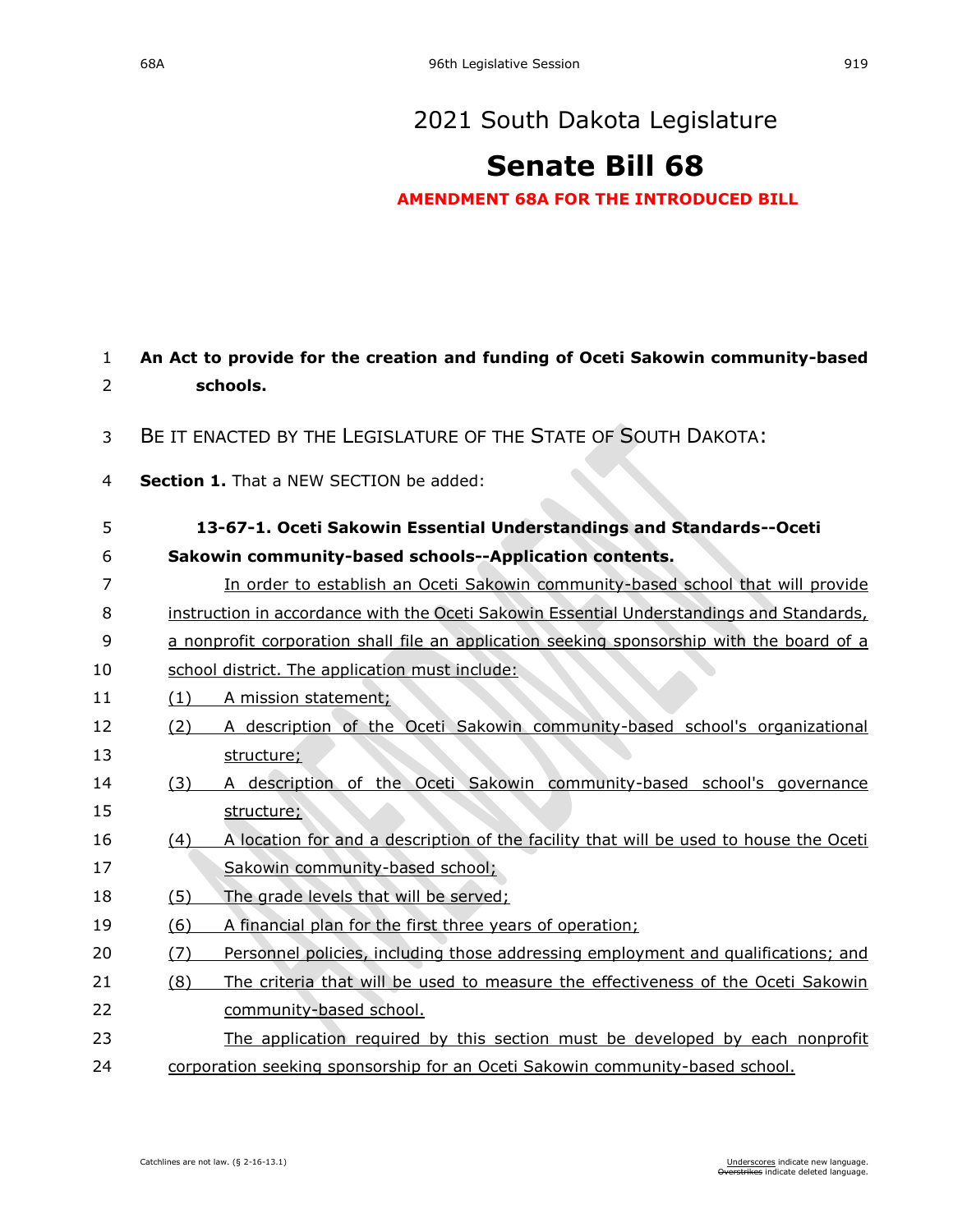# 2021 South Dakota Legislature

# Senate Bill 68

**AMENDMENT 68A FOR THE INTRODUCED BILL**

**An Act to provide for the creation and funding of Oceti Sakowin community-based schools.**

BE IT ENACTED BY THE LEGISLATURE OF THE STATE OF SOUTH DAKOTA:

**Section 1.** That a NEW SECTION be added:

**13-67-1. Oceti Sakowin Essential Understandings and Standards--Oceti Sakowin community-based schools--Application contents.**

In order to establish an Oceti Sakowin community-based school that will provide instruction in accordance with the Oceti Sakowin Essential Understandings and Standards, a nonprofit corporation shall file an application seeking sponsorship with the board of a school district. The application must include:

(1) A mission statement;

(2) A description of the Oceti Sakowin community-based school's organizational structure;

(3) A description of the Oceti Sakowin community-based school's governance structure;

(4) A location for and a description of the facility that will be used to house the Oceti Sakowin community-based school;

(5) The grade levels that will be served;

(6) A financial plan for the first three years of operation;

(7) Personnel policies, including those addressing employment and qualifications; and

(8) The criteria that will be used to measure the effectiveness of the Oceti Sakowin community-based school.

The application required by this section must be developed by each nonprofit corporation seeking sponsorship for an Oceti Sakowin community-based school.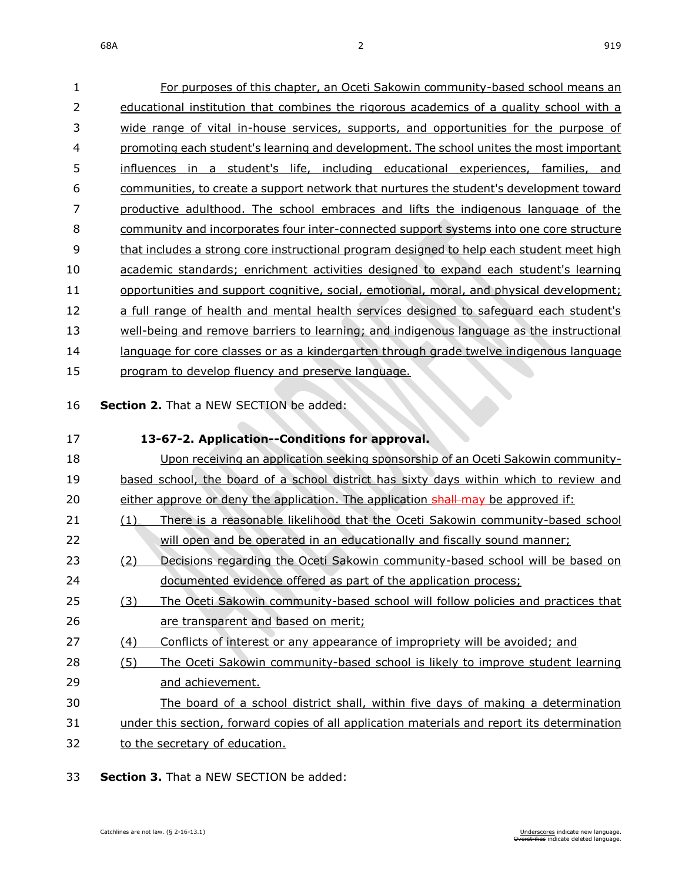For purposes of this chapter, an Oceti Sakowin community-based school means an educational institution that combines the rigorous academics of a quality school with a wide range of vital in-house services, supports, and opportunities for the purpose of promoting each student's learning and development. The school unites the most important influences in a student's life, including educational experiences, families, and communities, to create a support network that nurtures the student's development toward productive adulthood. The school embraces and lifts the indigenous language of the community and incorporates four inter-connected support systems into one core structure that includes a strong core instructional program designed to help each student meet high academic standards; enrichment activities designed to expand each student's learning opportunities and support cognitive, social, emotional, moral, and physical development; a full range of health and mental health services designed to safeguard each student's well-being and remove barriers to learning; and indigenous language as the instructional language for core classes or as a kindergarten through grade twelve indigenous language program to develop fluency and preserve language.

**Section 2.** That a NEW SECTION be added:

**13-67-2. Application--Conditions for approval.**

Upon receiving an application seeking sponsorship of an Oceti Sakowin community-based school, the board of a school district has sixty days within which to review and either approve or deny the application. The application ~~shall~~ may be approved if:

(1) There is a reasonable likelihood that the Oceti Sakowin community-based school will open and be operated in an educationally and fiscally sound manner;

(2) Decisions regarding the Oceti Sakowin community-based school will be based on documented evidence offered as part of the application process;

(3) The Oceti Sakowin community-based school will follow policies and practices that are transparent and based on merit;

(4) Conflicts of interest or any appearance of impropriety will be avoided; and

(5) The Oceti Sakowin community-based school is likely to improve student learning and achievement.

The board of a school district shall, within five days of making a determination under this section, forward copies of all application materials and report its determination to the secretary of education.

**Section 3.** That a NEW SECTION be added: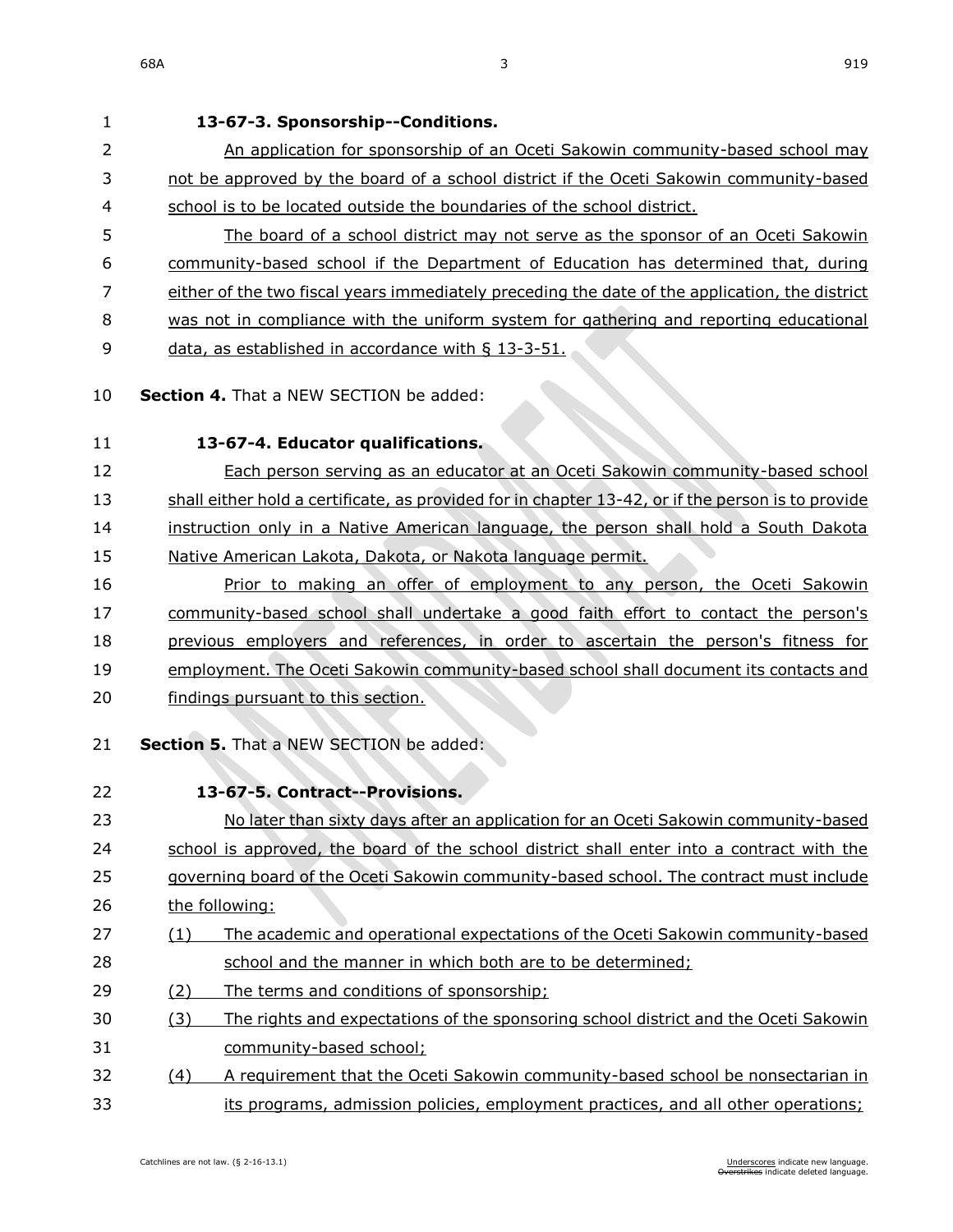**13-67-3. Sponsorship--Conditions.**

An application for sponsorship of an Oceti Sakowin community-based school may not be approved by the board of a school district if the Oceti Sakowin community-based school is to be located outside the boundaries of the school district.

The board of a school district may not serve as the sponsor of an Oceti Sakowin community-based school if the Department of Education has determined that, during either of the two fiscal years immediately preceding the date of the application, the district was not in compliance with the uniform system for gathering and reporting educational data, as established in accordance with § 13-3-51.

**Section 4.** That a NEW SECTION be added:

**13-67-4. Educator qualifications.**

Each person serving as an educator at an Oceti Sakowin community-based school shall either hold a certificate, as provided for in chapter 13-42, or if the person is to provide instruction only in a Native American language, the person shall hold a South Dakota Native American Lakota, Dakota, or Nakota language permit.

Prior to making an offer of employment to any person, the Oceti Sakowin community-based school shall undertake a good faith effort to contact the person's previous employers and references, in order to ascertain the person's fitness for employment. The Oceti Sakowin community-based school shall document its contacts and findings pursuant to this section.

**Section 5.** That a NEW SECTION be added:

**13-67-5. Contract--Provisions.**

No later than sixty days after an application for an Oceti Sakowin community-based school is approved, the board of the school district shall enter into a contract with the governing board of the Oceti Sakowin community-based school. The contract must include the following:

(1) The academic and operational expectations of the Oceti Sakowin community-based school and the manner in which both are to be determined;

(2) The terms and conditions of sponsorship;

(3) The rights and expectations of the sponsoring school district and the Oceti Sakowin community-based school;

(4) A requirement that the Oceti Sakowin community-based school be nonsectarian in its programs, admission policies, employment practices, and all other operations;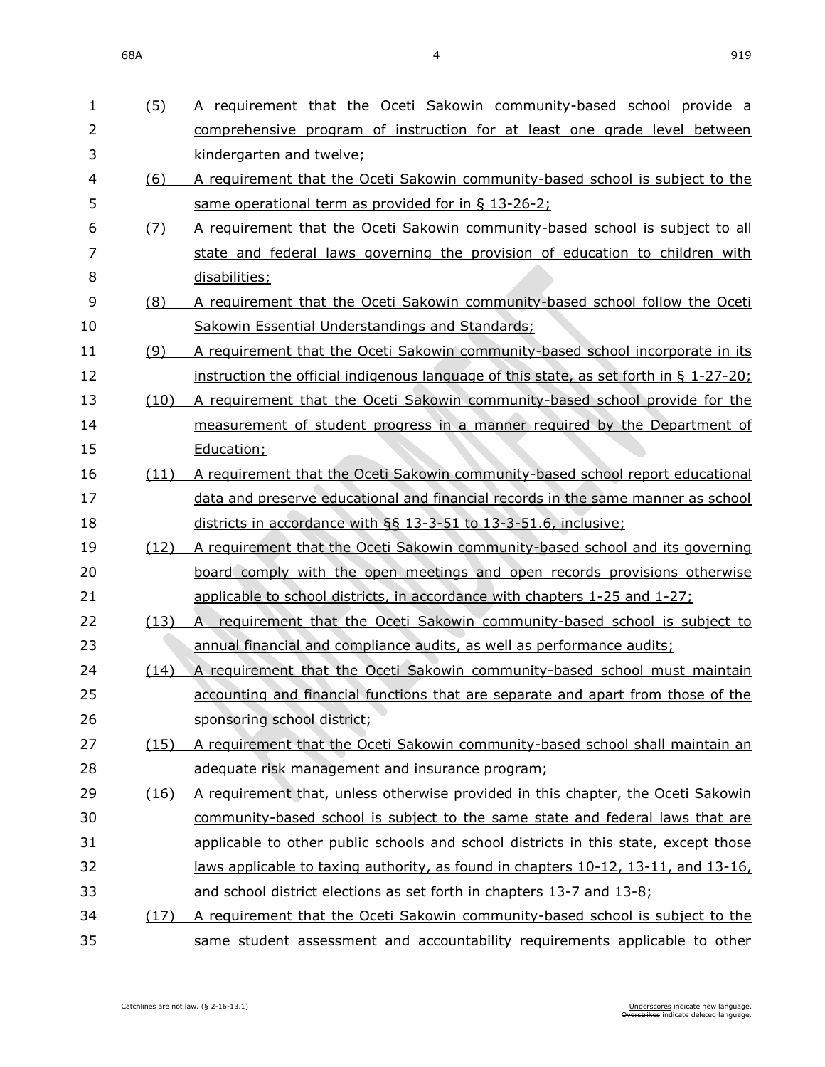(5) A requirement that the Oceti Sakowin community-based school provide a comprehensive program of instruction for at least one grade level between kindergarten and twelve;

(6) A requirement that the Oceti Sakowin community-based school is subject to the same operational term as provided for in § 13-26-2;

(7) A requirement that the Oceti Sakowin community-based school is subject to all state and federal laws governing the provision of education to children with disabilities;

(8) A requirement that the Oceti Sakowin community-based school follow the Oceti Sakowin Essential Understandings and Standards;

(9) A requirement that the Oceti Sakowin community-based school incorporate in its instruction the official indigenous language of this state, as set forth in § 1-27-20;

(10) A requirement that the Oceti Sakowin community-based school provide for the measurement of student progress in a manner required by the Department of Education;

(11) A requirement that the Oceti Sakowin community-based school report educational data and preserve educational and financial records in the same manner as school districts in accordance with §§ 13-3-51 to 13-3-51.6, inclusive;

(12) A requirement that the Oceti Sakowin community-based school and its governing board comply with the open meetings and open records provisions otherwise applicable to school districts, in accordance with chapters 1-25 and 1-27;

(13) A requirement that the Oceti Sakowin community-based school is subject to annual financial and compliance audits, as well as performance audits;

(14) A requirement that the Oceti Sakowin community-based school must maintain accounting and financial functions that are separate and apart from those of the sponsoring school district;

(15) A requirement that the Oceti Sakowin community-based school shall maintain an adequate risk management and insurance program;

(16) A requirement that, unless otherwise provided in this chapter, the Oceti Sakowin community-based school is subject to the same state and federal laws that are applicable to other public schools and school districts in this state, except those laws applicable to taxing authority, as found in chapters 10-12, 13-11, and 13-16, and school district elections as set forth in chapters 13-7 and 13-8;

(17) A requirement that the Oceti Sakowin community-based school is subject to the same student assessment and accountability requirements applicable to other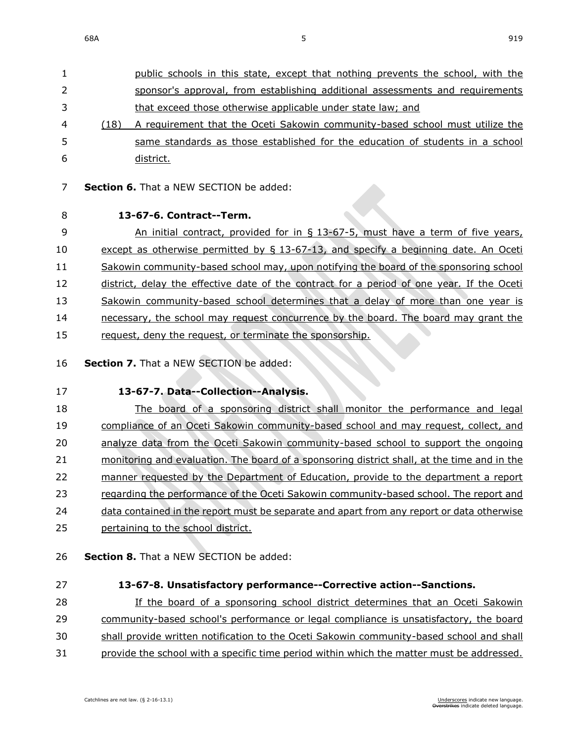public schools in this state, except that nothing prevents the school, with the sponsor's approval, from establishing additional assessments and requirements that exceed those otherwise applicable under state law; and

(18) A requirement that the Oceti Sakowin community-based school must utilize the same standards as those established for the education of students in a school district.

**Section 6.** That a NEW SECTION be added:

**13-67-6. Contract--Term.**

An initial contract, provided for in § 13-67-5, must have a term of five years, except as otherwise permitted by § 13-67-13, and specify a beginning date. An Oceti Sakowin community-based school may, upon notifying the board of the sponsoring school district, delay the effective date of the contract for a period of one year. If the Oceti Sakowin community-based school determines that a delay of more than one year is necessary, the school may request concurrence by the board. The board may grant the request, deny the request, or terminate the sponsorship.

**Section 7.** That a NEW SECTION be added:

**13-67-7. Data--Collection--Analysis.**

The board of a sponsoring district shall monitor the performance and legal compliance of an Oceti Sakowin community-based school and may request, collect, and analyze data from the Oceti Sakowin community-based school to support the ongoing monitoring and evaluation. The board of a sponsoring district shall, at the time and in the manner requested by the Department of Education, provide to the department a report regarding the performance of the Oceti Sakowin community-based school. The report and data contained in the report must be separate and apart from any report or data otherwise pertaining to the school district.

**Section 8.** That a NEW SECTION be added:

**13-67-8. Unsatisfactory performance--Corrective action--Sanctions.**

If the board of a sponsoring school district determines that an Oceti Sakowin community-based school's performance or legal compliance is unsatisfactory, the board shall provide written notification to the Oceti Sakowin community-based school and shall provide the school with a specific time period within which the matter must be addressed.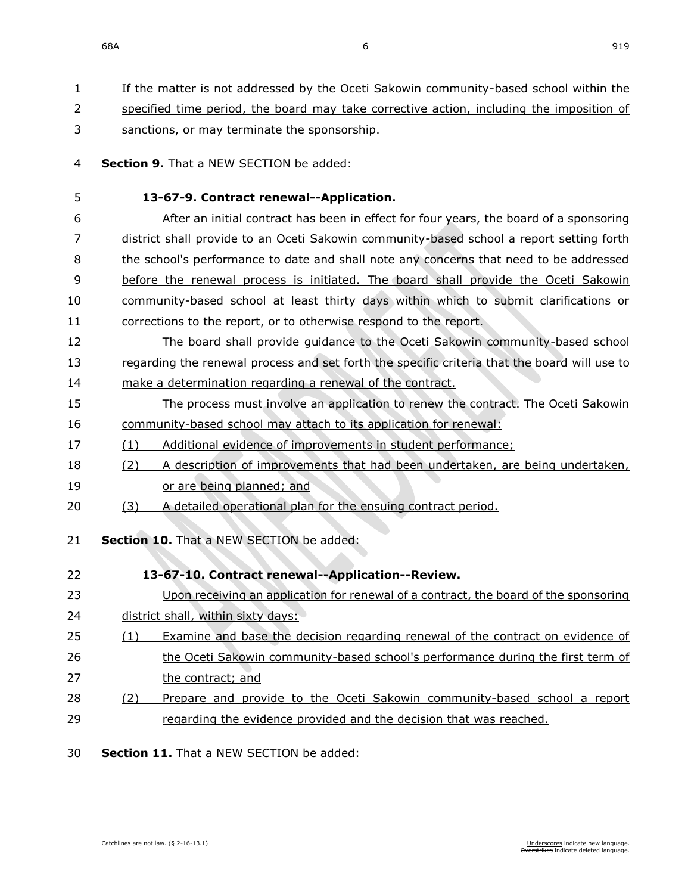If the matter is not addressed by the Oceti Sakowin community-based school within the specified time period, the board may take corrective action, including the imposition of sanctions, or may terminate the sponsorship.

**Section 9.** That a NEW SECTION be added:

**13-67-9. Contract renewal--Application.**

After an initial contract has been in effect for four years, the board of a sponsoring district shall provide to an Oceti Sakowin community-based school a report setting forth the school's performance to date and shall note any concerns that need to be addressed before the renewal process is initiated. The board shall provide the Oceti Sakowin community-based school at least thirty days within which to submit clarifications or corrections to the report, or to otherwise respond to the report.

The board shall provide guidance to the Oceti Sakowin community-based school regarding the renewal process and set forth the specific criteria that the board will use to make a determination regarding a renewal of the contract.

The process must involve an application to renew the contract. The Oceti Sakowin community-based school may attach to its application for renewal:

(1) Additional evidence of improvements in student performance;

(2) A description of improvements that had been undertaken, are being undertaken, or are being planned; and

(3) A detailed operational plan for the ensuing contract period.

**Section 10.** That a NEW SECTION be added:

**13-67-10. Contract renewal--Application--Review.**

Upon receiving an application for renewal of a contract, the board of the sponsoring district shall, within sixty days:

(1) Examine and base the decision regarding renewal of the contract on evidence of the Oceti Sakowin community-based school's performance during the first term of the contract; and

(2) Prepare and provide to the Oceti Sakowin community-based school a report regarding the evidence provided and the decision that was reached.

**Section 11.** That a NEW SECTION be added: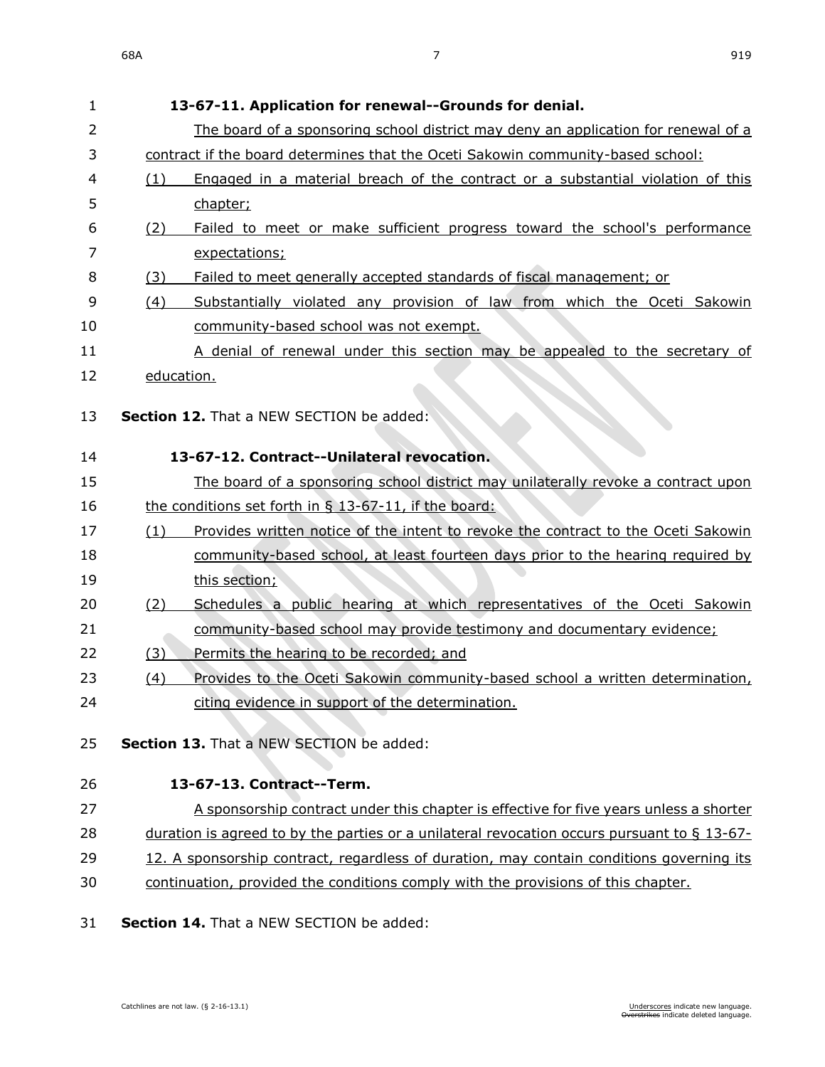**13-67-11. Application for renewal--Grounds for denial.**

The board of a sponsoring school district may deny an application for renewal of a contract if the board determines that the Oceti Sakowin community-based school:

(1) Engaged in a material breach of the contract or a substantial violation of this chapter;

(2) Failed to meet or make sufficient progress toward the school's performance expectations;

(3) Failed to meet generally accepted standards of fiscal management; or

(4) Substantially violated any provision of law from which the Oceti Sakowin community-based school was not exempt.

A denial of renewal under this section may be appealed to the secretary of education.

**Section 12.** That a NEW SECTION be added:

**13-67-12. Contract--Unilateral revocation.**

The board of a sponsoring school district may unilaterally revoke a contract upon the conditions set forth in § 13-67-11, if the board:

(1) Provides written notice of the intent to revoke the contract to the Oceti Sakowin community-based school, at least fourteen days prior to the hearing required by this section;

(2) Schedules a public hearing at which representatives of the Oceti Sakowin community-based school may provide testimony and documentary evidence;

(3) Permits the hearing to be recorded; and

(4) Provides to the Oceti Sakowin community-based school a written determination, citing evidence in support of the determination.

**Section 13.** That a NEW SECTION be added:

**13-67-13. Contract--Term.**

A sponsorship contract under this chapter is effective for five years unless a shorter duration is agreed to by the parties or a unilateral revocation occurs pursuant to § 13-67-12. A sponsorship contract, regardless of duration, may contain conditions governing its continuation, provided the conditions comply with the provisions of this chapter.

**Section 14.** That a NEW SECTION be added: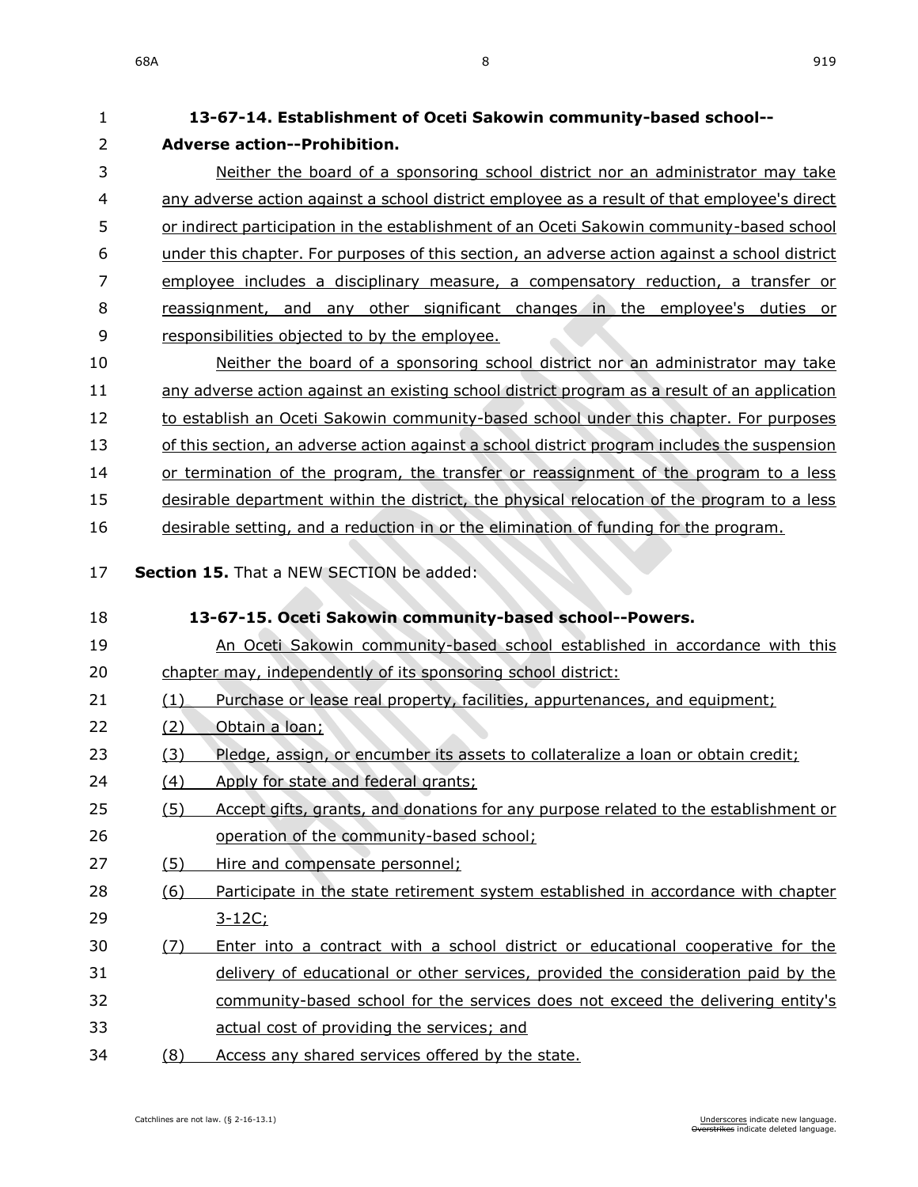**13-67-14. Establishment of Oceti Sakowin community-based school--Adverse action--Prohibition.**

Neither the board of a sponsoring school district nor an administrator may take any adverse action against a school district employee as a result of that employee's direct or indirect participation in the establishment of an Oceti Sakowin community-based school under this chapter. For purposes of this section, an adverse action against a school district employee includes a disciplinary measure, a compensatory reduction, a transfer or reassignment, and any other significant changes in the employee's duties or responsibilities objected to by the employee.

Neither the board of a sponsoring school district nor an administrator may take any adverse action against an existing school district program as a result of an application to establish an Oceti Sakowin community-based school under this chapter. For purposes of this section, an adverse action against a school district program includes the suspension or termination of the program, the transfer or reassignment of the program to a less desirable department within the district, the physical relocation of the program to a less desirable setting, and a reduction in or the elimination of funding for the program.

**Section 15.** That a NEW SECTION be added:

**13-67-15. Oceti Sakowin community-based school--Powers.**

An Oceti Sakowin community-based school established in accordance with this chapter may, independently of its sponsoring school district:

(1) Purchase or lease real property, facilities, appurtenances, and equipment;

(2) Obtain a loan;

(3) Pledge, assign, or encumber its assets to collateralize a loan or obtain credit;

(4) Apply for state and federal grants;

(5) Accept gifts, grants, and donations for any purpose related to the establishment or operation of the community-based school;

(5) Hire and compensate personnel;

(6) Participate in the state retirement system established in accordance with chapter 3-12C;

(7) Enter into a contract with a school district or educational cooperative for the delivery of educational or other services, provided the consideration paid by the community-based school for the services does not exceed the delivering entity's actual cost of providing the services; and

(8) Access any shared services offered by the state.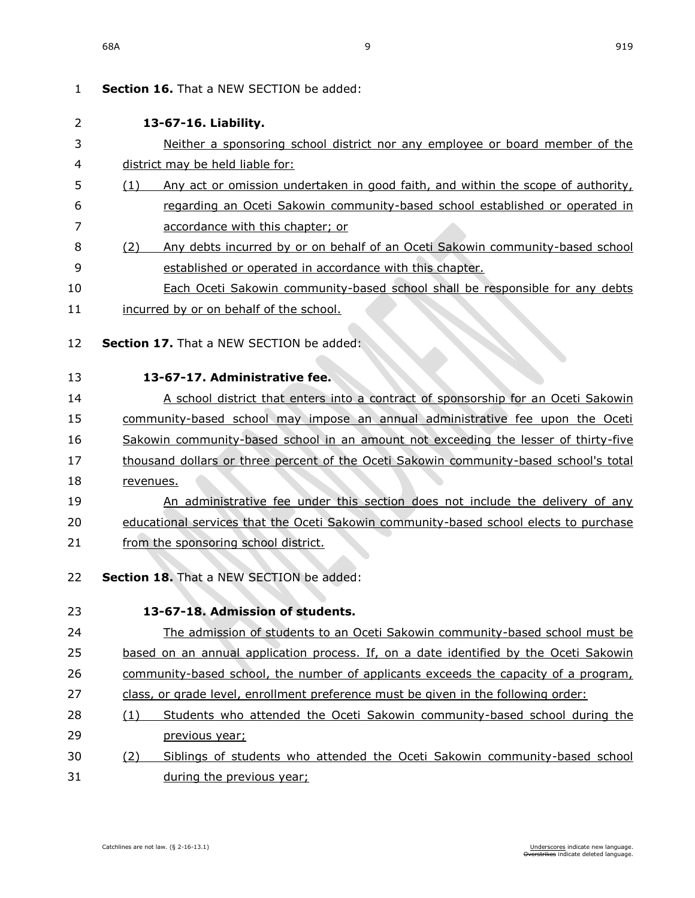**Section 16.** That a NEW SECTION be added:

**13-67-16. Liability.**

Neither a sponsoring school district nor any employee or board member of the district may be held liable for:

(1) Any act or omission undertaken in good faith, and within the scope of authority, regarding an Oceti Sakowin community-based school established or operated in accordance with this chapter; or

(2) Any debts incurred by or on behalf of an Oceti Sakowin community-based school established or operated in accordance with this chapter.

Each Oceti Sakowin community-based school shall be responsible for any debts incurred by or on behalf of the school.

**Section 17.** That a NEW SECTION be added:

**13-67-17. Administrative fee.**

A school district that enters into a contract of sponsorship for an Oceti Sakowin community-based school may impose an annual administrative fee upon the Oceti Sakowin community-based school in an amount not exceeding the lesser of thirty-five thousand dollars or three percent of the Oceti Sakowin community-based school's total revenues.

An administrative fee under this section does not include the delivery of any educational services that the Oceti Sakowin community-based school elects to purchase from the sponsoring school district.

**Section 18.** That a NEW SECTION be added:

**13-67-18. Admission of students.**

The admission of students to an Oceti Sakowin community-based school must be based on an annual application process. If, on a date identified by the Oceti Sakowin community-based school, the number of applicants exceeds the capacity of a program, class, or grade level, enrollment preference must be given in the following order:

(1) Students who attended the Oceti Sakowin community-based school during the previous year;

(2) Siblings of students who attended the Oceti Sakowin community-based school during the previous year;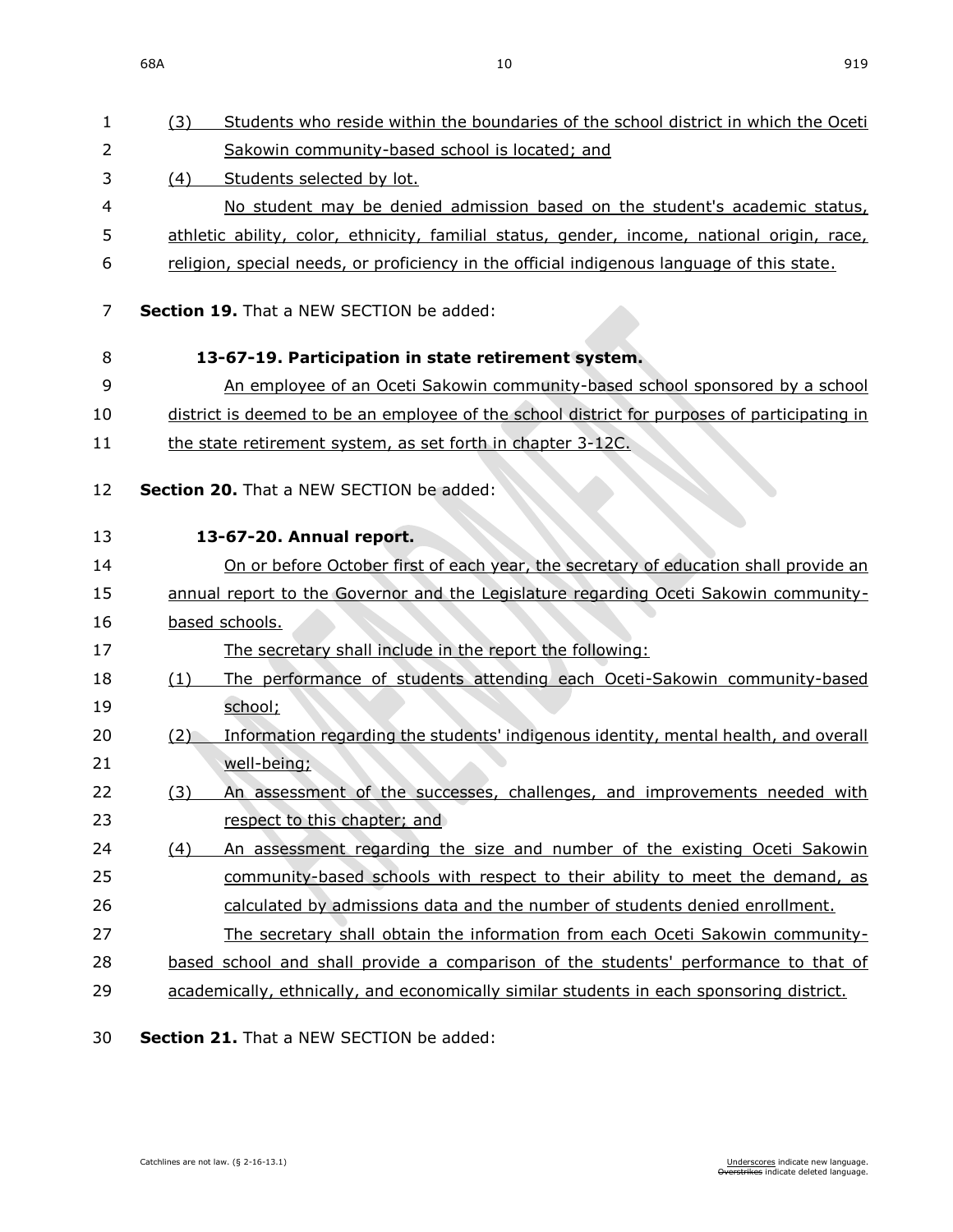(3) Students who reside within the boundaries of the school district in which the Oceti Sakowin community-based school is located; and

(4) Students selected by lot.

No student may be denied admission based on the student's academic status, athletic ability, color, ethnicity, familial status, gender, income, national origin, race, religion, special needs, or proficiency in the official indigenous language of this state.

**Section 19.** That a NEW SECTION be added:

**13-67-19. Participation in state retirement system.**

An employee of an Oceti Sakowin community-based school sponsored by a school district is deemed to be an employee of the school district for purposes of participating in the state retirement system, as set forth in chapter 3-12C.

**Section 20.** That a NEW SECTION be added:

**13-67-20. Annual report.**

On or before October first of each year, the secretary of education shall provide an annual report to the Governor and the Legislature regarding Oceti Sakowin community-based schools.

The secretary shall include in the report the following:

(1) The performance of students attending each Oceti-Sakowin community-based school;

(2) Information regarding the students' indigenous identity, mental health, and overall well-being;

(3) An assessment of the successes, challenges, and improvements needed with respect to this chapter; and

(4) An assessment regarding the size and number of the existing Oceti Sakowin community-based schools with respect to their ability to meet the demand, as calculated by admissions data and the number of students denied enrollment.

The secretary shall obtain the information from each Oceti Sakowin community-based school and shall provide a comparison of the students' performance to that of academically, ethnically, and economically similar students in each sponsoring district.

**Section 21.** That a NEW SECTION be added: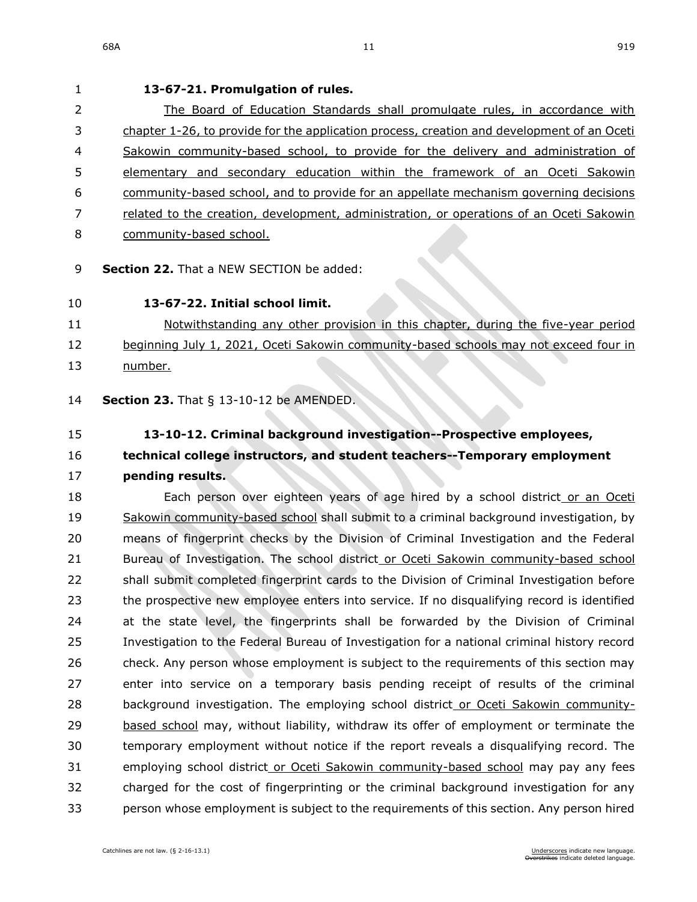**13-67-21. Promulgation of rules.**

<u>The Board of Education Standards shall promulgate rules, in accordance with chapter 1-26, to provide for the application process, creation and development of an Oceti Sakowin community-based school, to provide for the delivery and administration of elementary and secondary education within the framework of an Oceti Sakowin community-based school, and to provide for an appellate mechanism governing decisions related to the creation, development, administration, or operations of an Oceti Sakowin community-based school.</u>

**Section 22.** That a NEW SECTION be added:

**13-67-22. Initial school limit.**

<u>Notwithstanding any other provision in this chapter, during the five-year period beginning July 1, 2021, Oceti Sakowin community-based schools may not exceed four in number.</u>

**Section 23.** That § 13-10-12 be AMENDED.

**13-10-12. Criminal background investigation--Prospective employees, technical college instructors, and student teachers--Temporary employment pending results.**

Each person over eighteen years of age hired by a school district<u> or an Oceti Sakowin community-based school</u> shall submit to a criminal background investigation, by means of fingerprint checks by the Division of Criminal Investigation and the Federal Bureau of Investigation. The school district<u> or Oceti Sakowin community-based school</u> shall submit completed fingerprint cards to the Division of Criminal Investigation before the prospective new employee enters into service. If no disqualifying record is identified at the state level, the fingerprints shall be forwarded by the Division of Criminal Investigation to the Federal Bureau of Investigation for a national criminal history record check. Any person whose employment is subject to the requirements of this section may enter into service on a temporary basis pending receipt of results of the criminal background investigation. The employing school district<u> or Oceti Sakowin community-based school</u> may, without liability, withdraw its offer of employment or terminate the temporary employment without notice if the report reveals a disqualifying record. The employing school district<u> or Oceti Sakowin community-based school</u> may pay any fees charged for the cost of fingerprinting or the criminal background investigation for any person whose employment is subject to the requirements of this section. Any person hired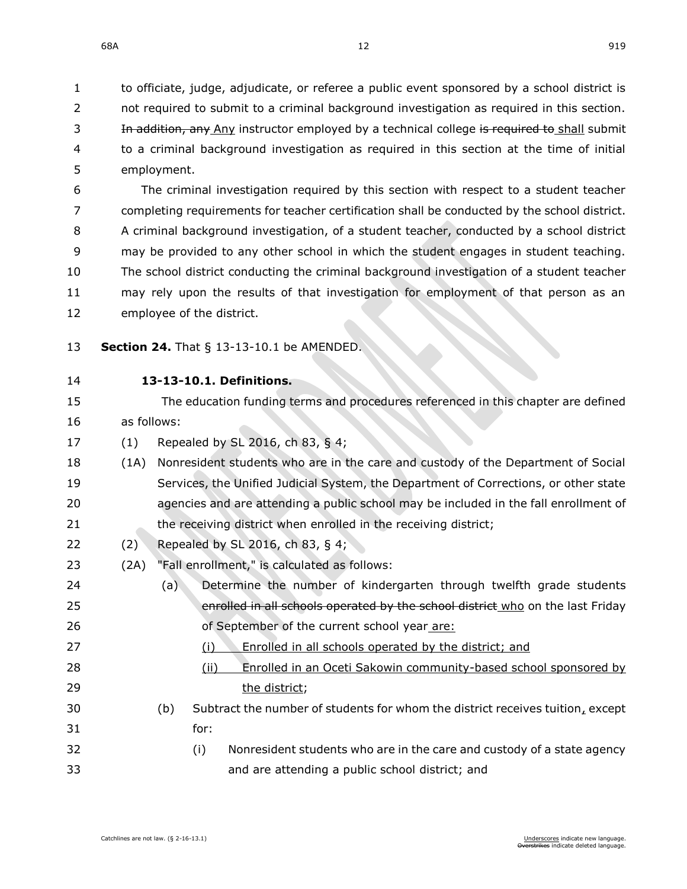to officiate, judge, adjudicate, or referee a public event sponsored by a school district is not required to submit to a criminal background investigation as required in this section. ~~In addition, any~~ <u>Any</u> instructor employed by a technical college ~~is required to~~ <u>shall</u> submit to a criminal background investigation as required in this section at the time of initial employment.

The criminal investigation required by this section with respect to a student teacher completing requirements for teacher certification shall be conducted by the school district. A criminal background investigation, of a student teacher, conducted by a school district may be provided to any other school in which the student engages in student teaching. The school district conducting the criminal background investigation of a student teacher may rely upon the results of that investigation for employment of that person as an employee of the district.

**Section 24.** That § 13-13-10.1 be AMENDED.

**13-13-10.1. Definitions.**

The education funding terms and procedures referenced in this chapter are defined as follows:

(1) Repealed by SL 2016, ch 83, § 4;

(1A) Nonresident students who are in the care and custody of the Department of Social Services, the Unified Judicial System, the Department of Corrections, or other state agencies and are attending a public school may be included in the fall enrollment of the receiving district when enrolled in the receiving district;

(2) Repealed by SL 2016, ch 83, § 4;

(2A) "Fall enrollment," is calculated as follows:

(a) Determine the number of kindergarten through twelfth grade students ~~enrolled in all schools operated by the school district~~ <u>who</u> on the last Friday of September of the current school year<u> are:</u>

<u>(i) Enrolled in all schools operated by the district; and</u>

<u>(ii) Enrolled in an Oceti Sakowin community-based school sponsored by the district</u>;

(b) Subtract the number of students for whom the district receives tuition<u>,</u> except for:

(i) Nonresident students who are in the care and custody of a state agency and are attending a public school district; and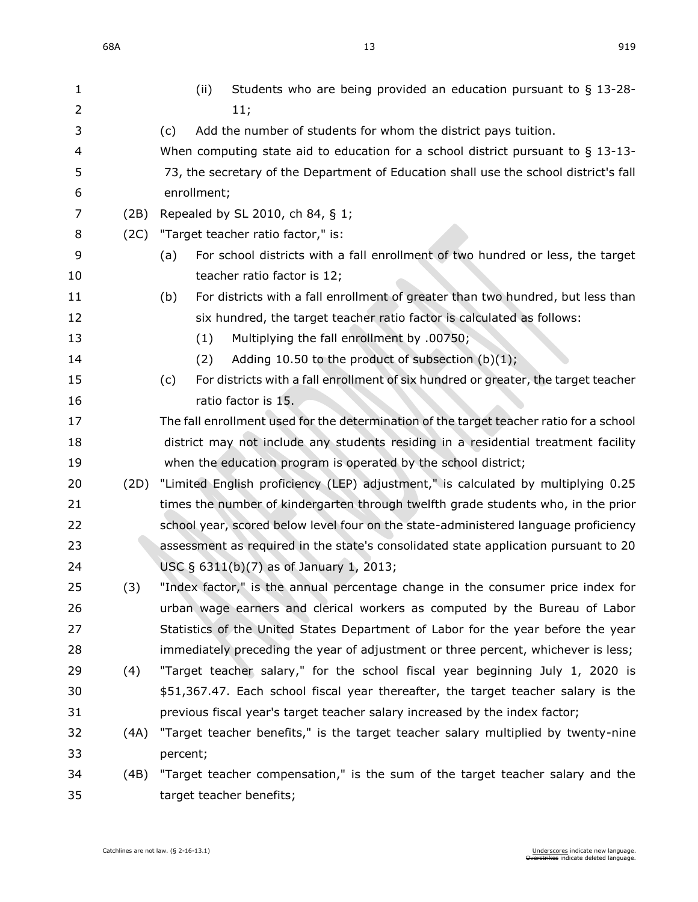(ii) Students who are being provided an education pursuant to § 13-28-11;

(c) Add the number of students for whom the district pays tuition.

When computing state aid to education for a school district pursuant to § 13-13-73, the secretary of the Department of Education shall use the school district's fall enrollment;

(2B) Repealed by SL 2010, ch 84, § 1;

(2C) "Target teacher ratio factor," is:

(a) For school districts with a fall enrollment of two hundred or less, the target teacher ratio factor is 12;

(b) For districts with a fall enrollment of greater than two hundred, but less than six hundred, the target teacher ratio factor is calculated as follows:

(1) Multiplying the fall enrollment by .00750;

(2) Adding 10.50 to the product of subsection (b)(1);

(c) For districts with a fall enrollment of six hundred or greater, the target teacher ratio factor is 15.

The fall enrollment used for the determination of the target teacher ratio for a school district may not include any students residing in a residential treatment facility when the education program is operated by the school district;

(2D) "Limited English proficiency (LEP) adjustment," is calculated by multiplying 0.25 times the number of kindergarten through twelfth grade students who, in the prior school year, scored below level four on the state-administered language proficiency assessment as required in the state's consolidated state application pursuant to 20 USC § 6311(b)(7) as of January 1, 2013;

(3) "Index factor," is the annual percentage change in the consumer price index for urban wage earners and clerical workers as computed by the Bureau of Labor Statistics of the United States Department of Labor for the year before the year immediately preceding the year of adjustment or three percent, whichever is less;

(4) "Target teacher salary," for the school fiscal year beginning July 1, 2020 is $51,367.47. Each school fiscal year thereafter, the target teacher salary is the previous fiscal year's target teacher salary increased by the index factor;

(4A) "Target teacher benefits," is the target teacher salary multiplied by twenty-nine percent;

(4B) "Target teacher compensation," is the sum of the target teacher salary and the target teacher benefits;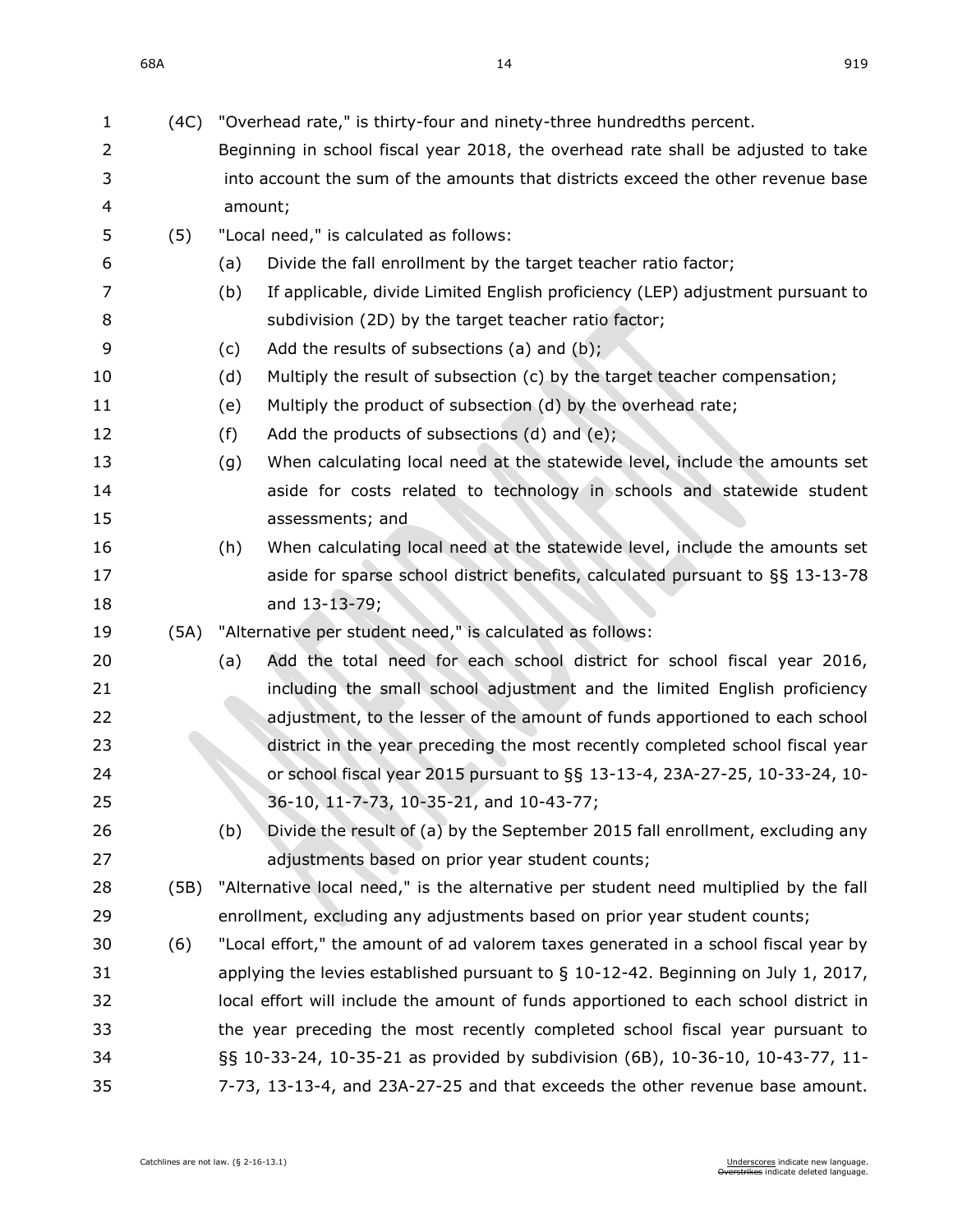(4C) "Overhead rate," is thirty-four and ninety-three hundredths percent. Beginning in school fiscal year 2018, the overhead rate shall be adjusted to take into account the sum of the amounts that districts exceed the other revenue base amount;

(5) "Local need," is calculated as follows:

(a) Divide the fall enrollment by the target teacher ratio factor;

(b) If applicable, divide Limited English proficiency (LEP) adjustment pursuant to subdivision (2D) by the target teacher ratio factor;

(c) Add the results of subsections (a) and (b);

(d) Multiply the result of subsection (c) by the target teacher compensation;

(e) Multiply the product of subsection (d) by the overhead rate;

(f) Add the products of subsections (d) and (e);

(g) When calculating local need at the statewide level, include the amounts set aside for costs related to technology in schools and statewide student assessments; and

(h) When calculating local need at the statewide level, include the amounts set aside for sparse school district benefits, calculated pursuant to §§ 13-13-78 and 13-13-79;

(5A) "Alternative per student need," is calculated as follows:

(a) Add the total need for each school district for school fiscal year 2016, including the small school adjustment and the limited English proficiency adjustment, to the lesser of the amount of funds apportioned to each school district in the year preceding the most recently completed school fiscal year or school fiscal year 2015 pursuant to §§ 13-13-4, 23A-27-25, 10-33-24, 10-36-10, 11-7-73, 10-35-21, and 10-43-77;

(b) Divide the result of (a) by the September 2015 fall enrollment, excluding any adjustments based on prior year student counts;

(5B) "Alternative local need," is the alternative per student need multiplied by the fall enrollment, excluding any adjustments based on prior year student counts;

(6) "Local effort," the amount of ad valorem taxes generated in a school fiscal year by applying the levies established pursuant to § 10-12-42. Beginning on July 1, 2017, local effort will include the amount of funds apportioned to each school district in the year preceding the most recently completed school fiscal year pursuant to §§ 10-33-24, 10-35-21 as provided by subdivision (6B), 10-36-10, 10-43-77, 11-7-73, 13-13-4, and 23A-27-25 and that exceeds the other revenue base amount.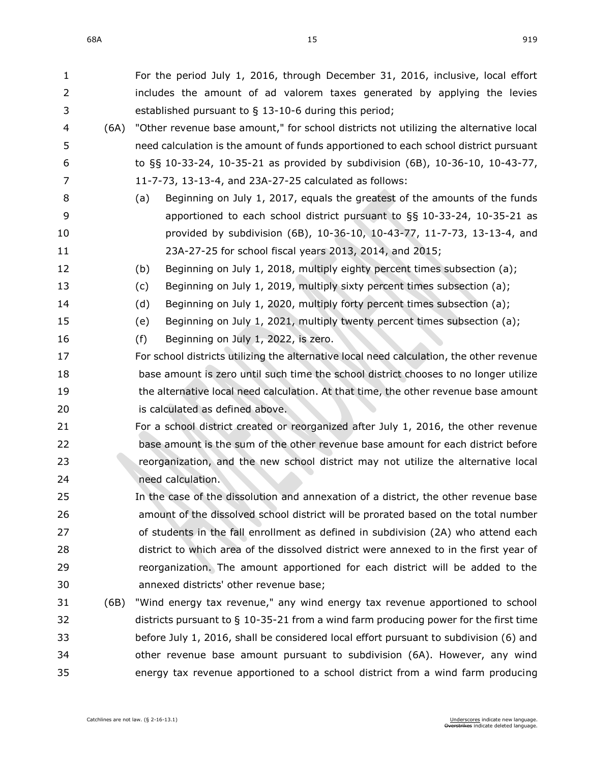For the period July 1, 2016, through December 31, 2016, inclusive, local effort includes the amount of ad valorem taxes generated by applying the levies established pursuant to § 13-10-6 during this period;

(6A) "Other revenue base amount," for school districts not utilizing the alternative local need calculation is the amount of funds apportioned to each school district pursuant to §§ 10-33-24, 10-35-21 as provided by subdivision (6B), 10-36-10, 10-43-77, 11-7-73, 13-13-4, and 23A-27-25 calculated as follows:

(a) Beginning on July 1, 2017, equals the greatest of the amounts of the funds apportioned to each school district pursuant to §§ 10-33-24, 10-35-21 as provided by subdivision (6B), 10-36-10, 10-43-77, 11-7-73, 13-13-4, and 23A-27-25 for school fiscal years 2013, 2014, and 2015;

(b) Beginning on July 1, 2018, multiply eighty percent times subsection (a);

(c) Beginning on July 1, 2019, multiply sixty percent times subsection (a);

(d) Beginning on July 1, 2020, multiply forty percent times subsection (a);

(e) Beginning on July 1, 2021, multiply twenty percent times subsection (a);

(f) Beginning on July 1, 2022, is zero.

For school districts utilizing the alternative local need calculation, the other revenue base amount is zero until such time the school district chooses to no longer utilize the alternative local need calculation. At that time, the other revenue base amount is calculated as defined above.

For a school district created or reorganized after July 1, 2016, the other revenue base amount is the sum of the other revenue base amount for each district before reorganization, and the new school district may not utilize the alternative local need calculation.

In the case of the dissolution and annexation of a district, the other revenue base amount of the dissolved school district will be prorated based on the total number of students in the fall enrollment as defined in subdivision (2A) who attend each district to which area of the dissolved district were annexed to in the first year of reorganization. The amount apportioned for each district will be added to the annexed districts' other revenue base;

(6B) "Wind energy tax revenue," any wind energy tax revenue apportioned to school districts pursuant to § 10-35-21 from a wind farm producing power for the first time before July 1, 2016, shall be considered local effort pursuant to subdivision (6) and other revenue base amount pursuant to subdivision (6A). However, any wind energy tax revenue apportioned to a school district from a wind farm producing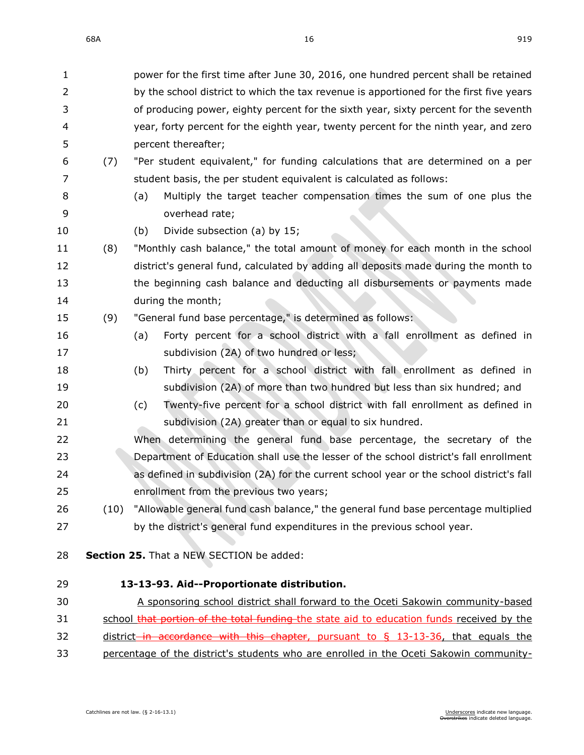power for the first time after June 30, 2016, one hundred percent shall be retained by the school district to which the tax revenue is apportioned for the first five years of producing power, eighty percent for the sixth year, sixty percent for the seventh year, forty percent for the eighth year, twenty percent for the ninth year, and zero percent thereafter;

(7) "Per student equivalent," for funding calculations that are determined on a per student basis, the per student equivalent is calculated as follows:

(a) Multiply the target teacher compensation times the sum of one plus the overhead rate;

(b) Divide subsection (a) by 15;

(8) "Monthly cash balance," the total amount of money for each month in the school district's general fund, calculated by adding all deposits made during the month to the beginning cash balance and deducting all disbursements or payments made during the month;

(9) "General fund base percentage," is determined as follows:

(a) Forty percent for a school district with a fall enrollment as defined in subdivision (2A) of two hundred or less;

(b) Thirty percent for a school district with fall enrollment as defined in subdivision (2A) of more than two hundred but less than six hundred; and

(c) Twenty-five percent for a school district with fall enrollment as defined in subdivision (2A) greater than or equal to six hundred.

When determining the general fund base percentage, the secretary of the Department of Education shall use the lesser of the school district's fall enrollment as defined in subdivision (2A) for the current school year or the school district's fall enrollment from the previous two years;

(10) "Allowable general fund cash balance," the general fund base percentage multiplied by the district's general fund expenditures in the previous school year.

**Section 25.** That a NEW SECTION be added:

**13-13-93. Aid--Proportionate distribution.**

<u>A sponsoring school district shall forward to the Oceti Sakowin community-based school ~~that portion of the total funding~~ the state aid to education funds received by the district ~~in accordance with this chapter~~, pursuant to § 13-13-36, that equals the percentage of the district's students who are enrolled in the Oceti Sakowin community-</u>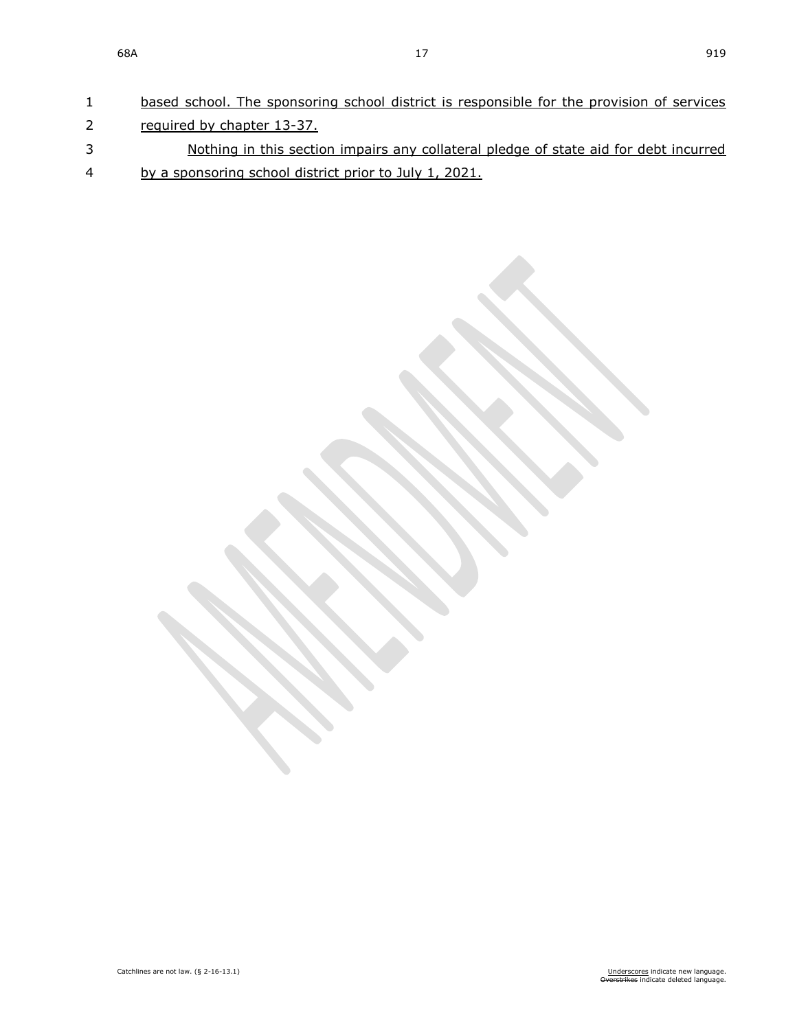based school. The sponsoring school district is responsible for the provision of services required by chapter 13-37.

Nothing in this section impairs any collateral pledge of state aid for debt incurred by a sponsoring school district prior to July 1, 2021.